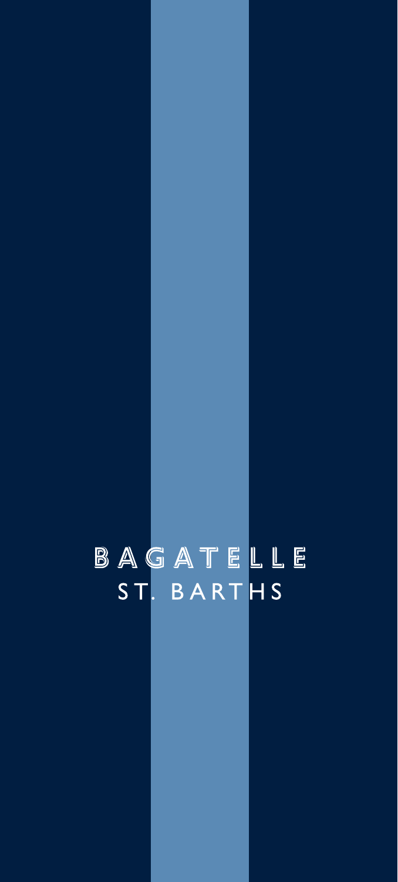# BAGATELLE

ST. BARTHS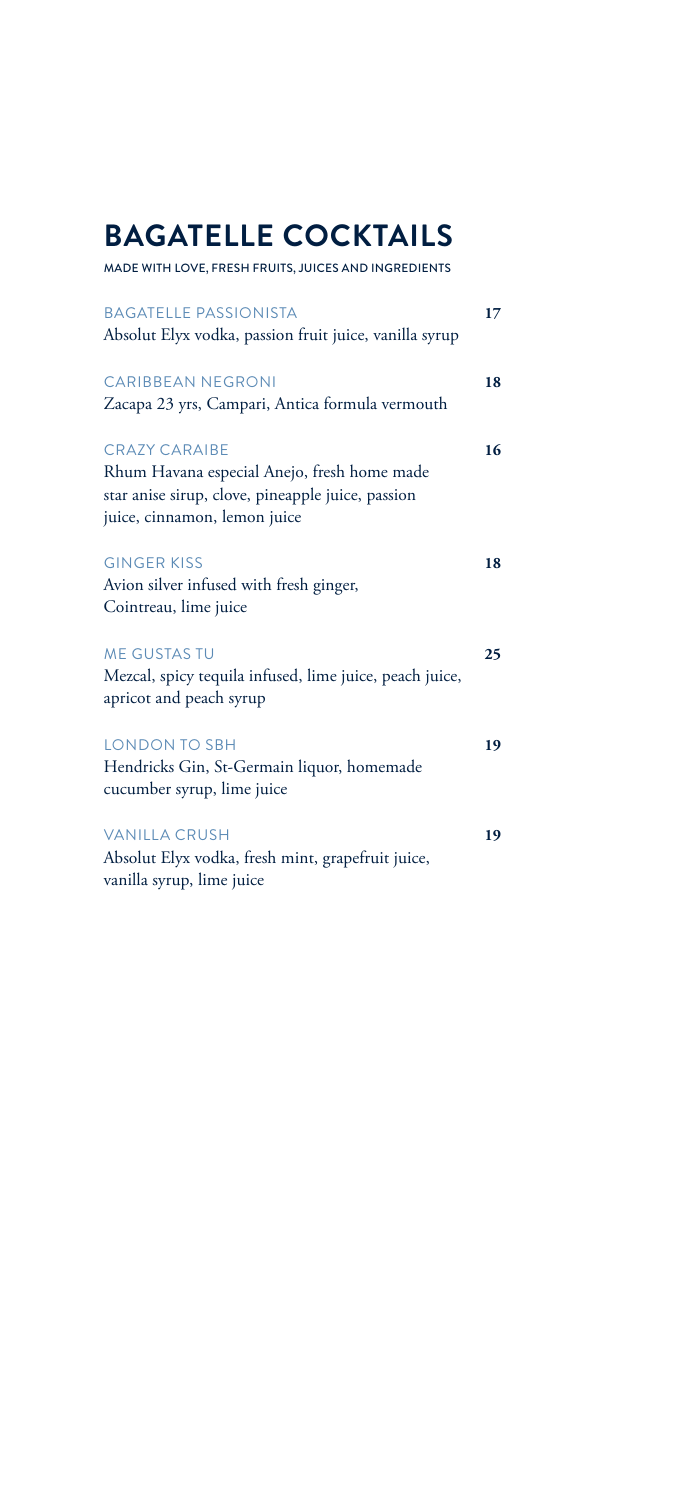# BAGATELLE COCKTAILS

MADE WITH LOVE, FRESH FRUITS, JUICES AND INGREDIENTS

BAGATELLE PASSIONISTA **17**
Absolut Elyx vodka, passion fruit juice, vanilla syrup

CARIBBEAN NEGRONI **18**
Zacapa 23 yrs, Campari, Antica formula vermouth

CRAZY CARAIBE **16**
Rhum Havana especial Anejo, fresh home made star anise sirup, clove, pineapple juice, passion juice, cinnamon, lemon juice

GINGER KISS **18**
Avion silver infused with fresh ginger, Cointreau, lime juice

ME GUSTAS TU **25**
Mezcal, spicy tequila infused, lime juice, peach juice, apricot and peach syrup

LONDON TO SBH **19**
Hendricks Gin, St-Germain liquor, homemade cucumber syrup, lime juice

VANILLA CRUSH **19**
Absolut Elyx vodka, fresh mint, grapefruit juice, vanilla syrup, lime juice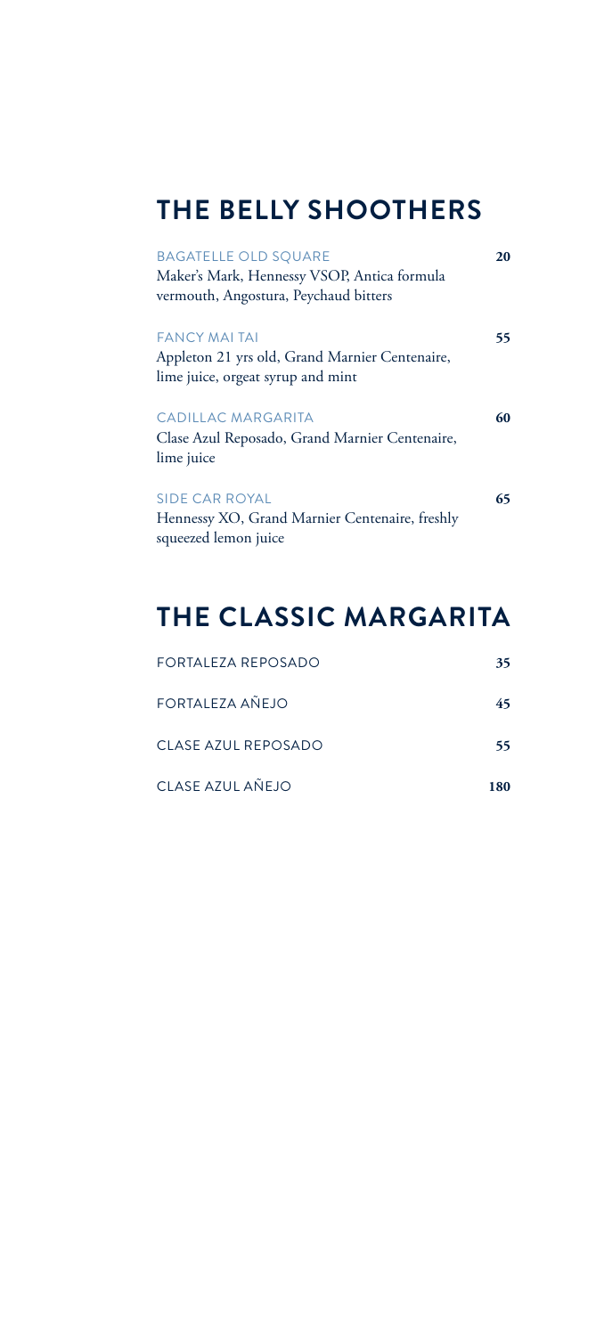## THE BELLY SHOOTHERS

BAGATELLE OLD SQUARE **20**
Maker's Mark, Hennessy VSOP, Antica formula vermouth, Angostura, Peychaud bitters

FANCY MAI TAI **55**
Appleton 21 yrs old, Grand Marnier Centenaire, lime juice, orgeat syrup and mint

CADILLAC MARGARITA **60**
Clase Azul Reposado, Grand Marnier Centenaire, lime juice

SIDE CAR ROYAL **65**
Hennessy XO, Grand Marnier Centenaire, freshly squeezed lemon juice

## THE CLASSIC MARGARITA

FORTALEZA REPOSADO **35**

FORTALEZA AÑEJO **45**

CLASE AZUL REPOSADO **55**

CLASE AZUL AÑEJO **180**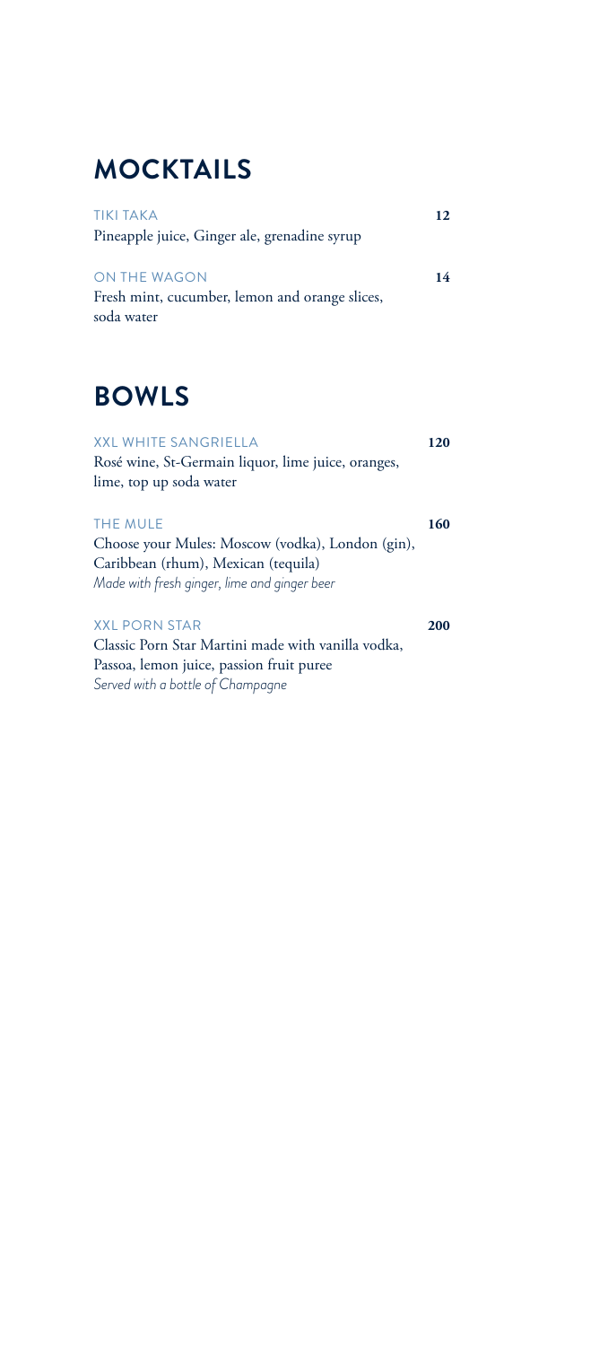## MOCKTAILS

TIKI TAKA **12**
Pineapple juice, Ginger ale, grenadine syrup

ON THE WAGON **14**
Fresh mint, cucumber, lemon and orange slices, soda water

## BOWLS

XXL WHITE SANGRIELLA **120**
Rosé wine, St-Germain liquor, lime juice, oranges, lime, top up soda water

THE MULE **160**
Choose your Mules: Moscow (vodka), London (gin), Caribbean (rhum), Mexican (tequila)
*Made with fresh ginger, lime and ginger beer*

XXL PORN STAR **200**
Classic Porn Star Martini made with vanilla vodka, Passoa, lemon juice, passion fruit puree
*Served with a bottle of Champagne*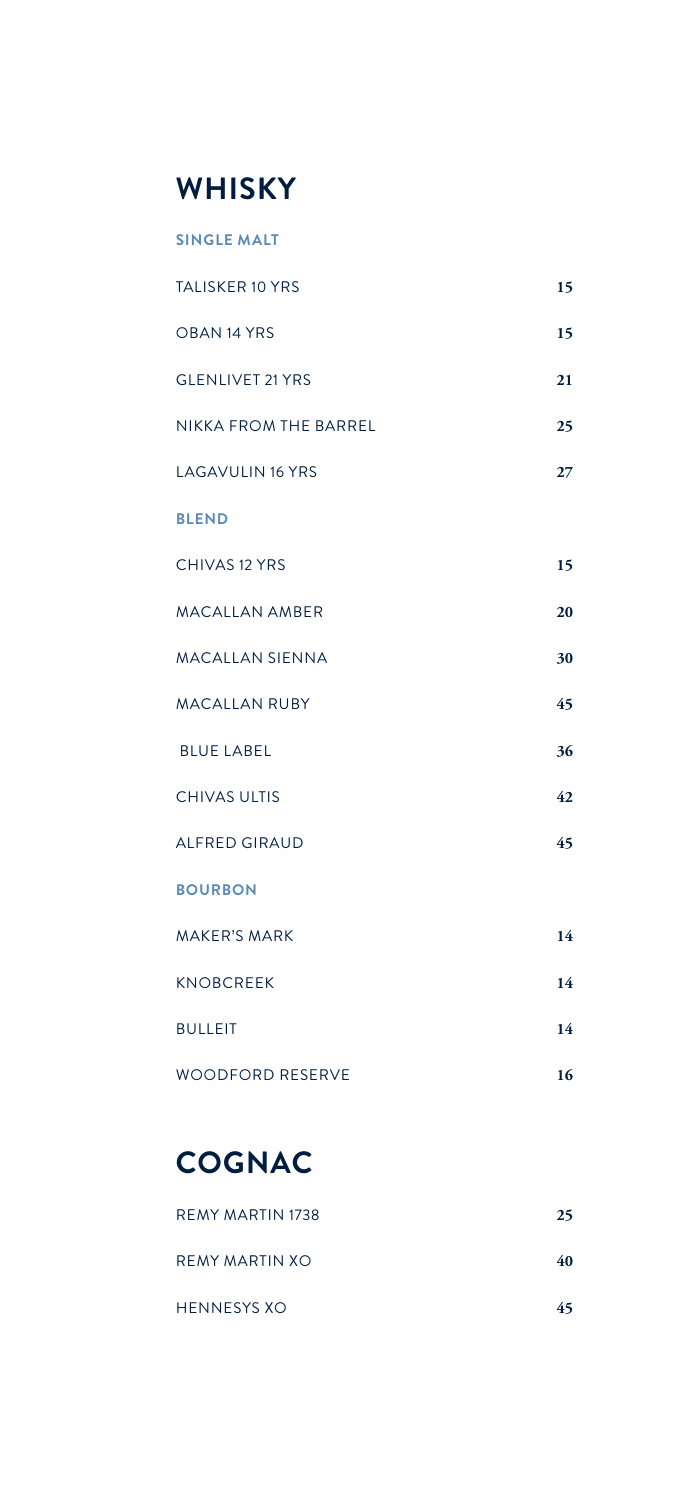# WHISKY

### SINGLE MALT

| | |
|---|---|
| TALISKER 10 YRS | 15 |
| OBAN 14 YRS | 15 |
| GLENLIVET 21 YRS | 21 |
| NIKKA FROM THE BARREL | 25 |
| LAGAVULIN 16 YRS | 27 |

### BLEND

| | |
|---|---|
| CHIVAS 12 YRS | 15 |
| MACALLAN AMBER | 20 |
| MACALLAN SIENNA | 30 |
| MACALLAN RUBY | 45 |
| BLUE LABEL | 36 |
| CHIVAS ULTIS | 42 |
| ALFRED GIRAUD | 45 |

### BOURBON

| | |
|---|---|
| MAKER'S MARK | 14 |
| KNOBCREEK | 14 |
| BULLEIT | 14 |
| WOODFORD RESERVE | 16 |

# COGNAC

| | |
|---|---|
| REMY MARTIN 1738 | 25 |
| REMY MARTIN XO | 40 |
| HENNESYS XO | 45 |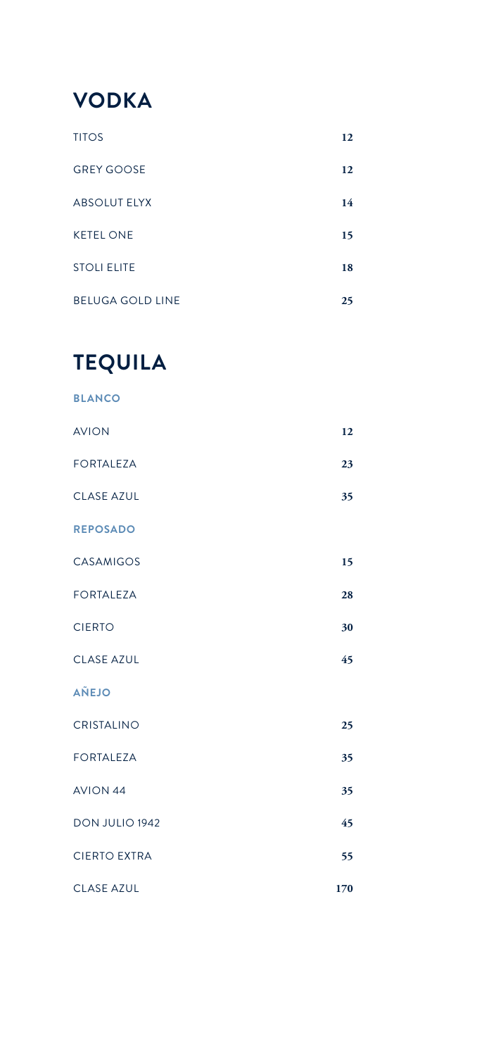# VODKA

| | |
|---|---|
| TITOS | 12 |
| GREY GOOSE | 12 |
| ABSOLUT ELYX | 14 |
| KETEL ONE | 15 |
| STOLI ELITE | 18 |
| BELUGA GOLD LINE | 25 |

# TEQUILA

### BLANCO

| | |
|---|---|
| AVION | 12 |
| FORTALEZA | 23 |
| CLASE AZUL | 35 |

### REPOSADO

| | |
|---|---|
| CASAMIGOS | 15 |
| FORTALEZA | 28 |
| CIERTO | 30 |
| CLASE AZUL | 45 |

### AÑEJO

| | |
|---|---|
| CRISTALINO | 25 |
| FORTALEZA | 35 |
| AVION 44 | 35 |
| DON JULIO 1942 | 45 |
| CIERTO EXTRA | 55 |
| CLASE AZUL | 170 |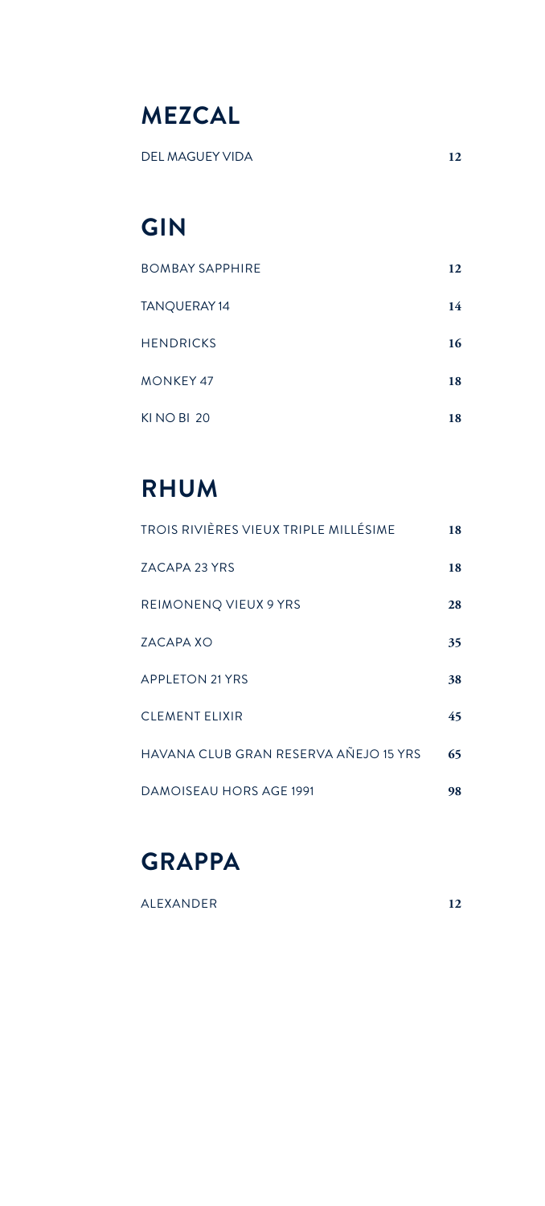## MEZCAL

| | |
|---|---|
| DEL MAGUEY VIDA | 12 |

## GIN

| | |
|---|---|
| BOMBAY SAPPHIRE | 12 |
| TANQUERAY 14 | 14 |
| HENDRICKS | 16 |
| MONKEY 47 | 18 |
| KI NO BI 20 | 18 |

## RHUM

| | |
|---|---|
| TROIS RIVIÈRES VIEUX TRIPLE MILLÉSIME | 18 |
| ZACAPA 23 YRS | 18 |
| REIMONENQ VIEUX 9 YRS | 28 |
| ZACAPA XO | 35 |
| APPLETON 21 YRS | 38 |
| CLEMENT ELIXIR | 45 |
| HAVANA CLUB GRAN RESERVA AÑEJO 15 YRS | 65 |
| DAMOISEAU HORS AGE 1991 | 98 |

## GRAPPA

| | |
|---|---|
| ALEXANDER | 12 |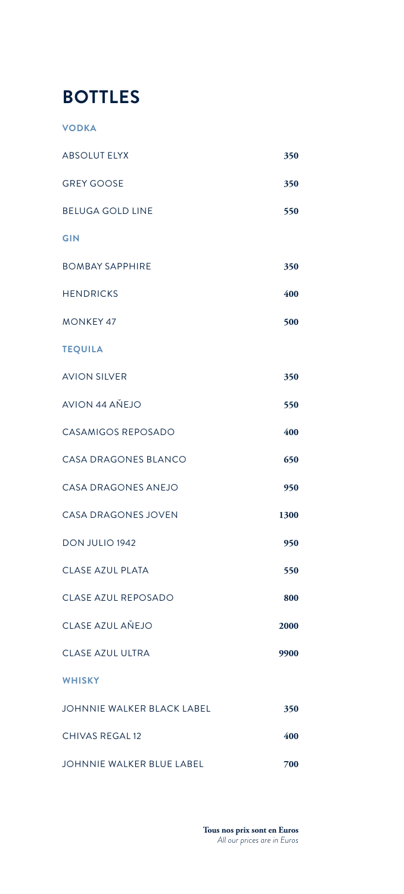# BOTTLES

### VODKA

| | |
|---|---|
| ABSOLUT ELYX | 350 |
| GREY GOOSE | 350 |
| BELUGA GOLD LINE | 550 |

### GIN

| | |
|---|---|
| BOMBAY SAPPHIRE | 350 |
| HENDRICKS | 400 |
| MONKEY 47 | 500 |

### TEQUILA

| | |
|---|---|
| AVION SILVER | 350 |
| AVION 44 AÑEJO | 550 |
| CASAMIGOS REPOSADO | 400 |
| CASA DRAGONES BLANCO | 650 |
| CASA DRAGONES ANEJO | 950 |
| CASA DRAGONES JOVEN | 1300 |
| DON JULIO 1942 | 950 |
| CLASE AZUL PLATA | 550 |
| CLASE AZUL REPOSADO | 800 |
| CLASE AZUL AÑEJO | 2000 |
| CLASE AZUL ULTRA | 9900 |

### WHISKY

| | |
|---|---|
| JOHNNIE WALKER BLACK LABEL | 350 |
| CHIVAS REGAL 12 | 400 |
| JOHNNIE WALKER BLUE LABEL | 700 |

**Tous nos prix sont en Euros**
*All our prices are in Euros*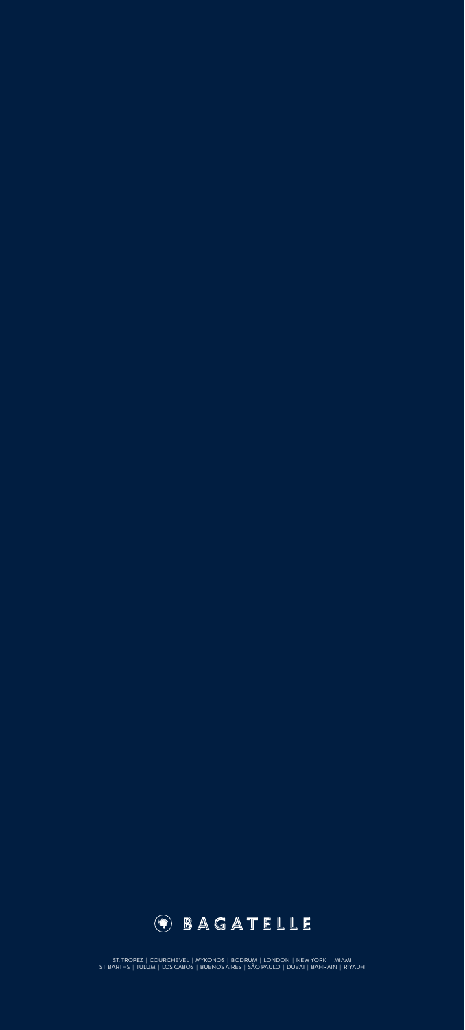BAGATELLE

ST. TROPEZ | COURCHEVEL | MYKONOS | BODRUM | LONDON | NEW YORK | MIAMI
ST. BARTHS | TULUM | LOS CABOS | BUENOS AIRES | SÃO PAULO | DUBAI | BAHRAIN | RIYADH